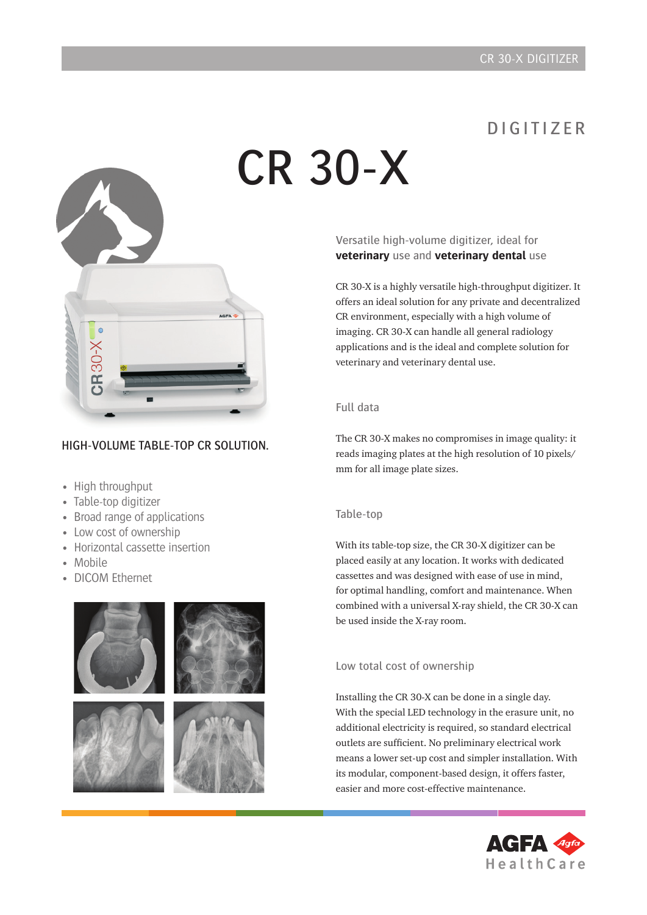# DIGITIZER

# CR 30-X

HIGH-VOLUME TABLE-TOP CR SOLUTION.

- High throughput
- Table-top digitizer
- Broad range of applications
- Low cost of ownership
- Horizontal cassette insertion
- Mobile
- DICOM Ethernet

## Versatile high-volume digitizer, ideal for **veterinary** use and **veterinary dental** use

CR 30-X is a highly versatile high-throughput digitizer. It offers an ideal solution for any private and decentralized CR environment, especially with a high volume of imaging. CR 30-X can handle all general radiology applications and is the ideal and complete solution for veterinary and veterinary dental use.

### Full data

The CR 30-X makes no compromises in image quality: it reads imaging plates at the high resolution of 10 pixels/mm for all image plate sizes.

### Table-top

With its table-top size, the CR 30-X digitizer can be placed easily at any location. It works with dedicated cassettes and was designed with ease of use in mind, for optimal handling, comfort and maintenance. When combined with a universal X-ray shield, the CR 30-X can be used inside the X-ray room.

### Low total cost of ownership

Installing the CR 30-X can be done in a single day. With the special LED technology in the erasure unit, no additional electricity is required, so standard electrical outlets are sufficient. No preliminary electrical work means a lower set-up cost and simpler installation. With its modular, component-based design, it offers faster, easier and more cost-effective maintenance.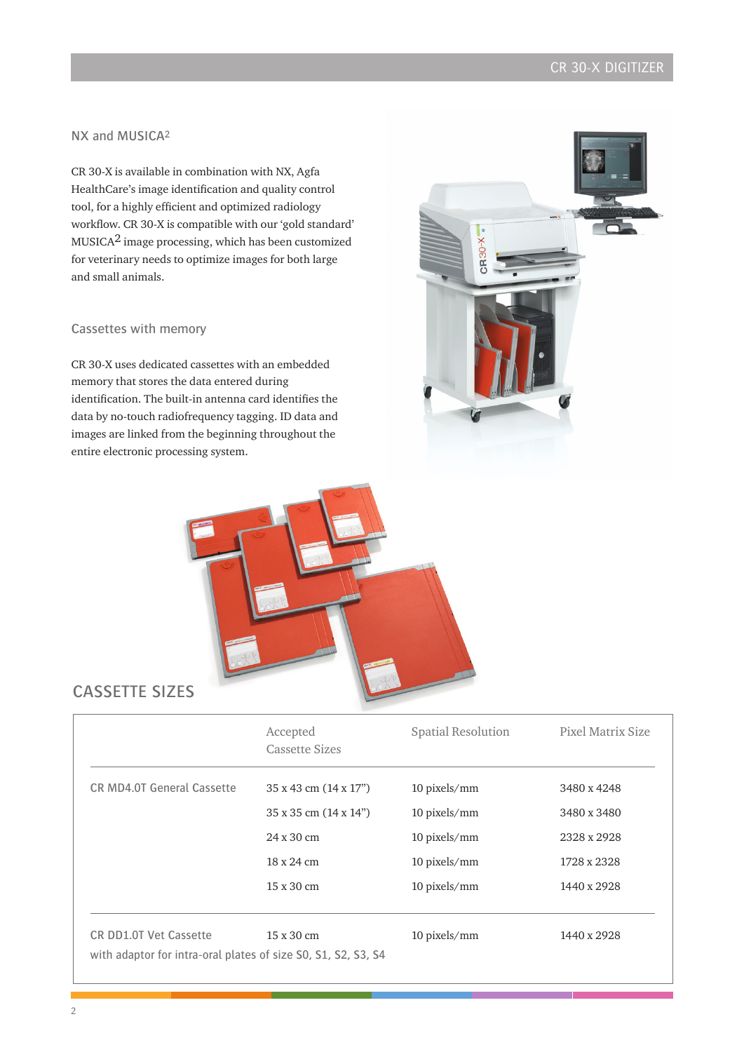## NX and MUSICA2

CR 30-X is available in combination with NX, Agfa HealthCare's image identification and quality control tool, for a highly efficient and optimized radiology workflow. CR 30-X is compatible with our 'gold standard' MUSICA2 image processing, which has been customized for veterinary needs to optimize images for both large and small animals.

## Cassettes with memory

CR 30-X uses dedicated cassettes with an embedded memory that stores the data entered during identification. The built-in antenna card identifies the data by no-touch radiofrequency tagging. ID data and images are linked from the beginning throughout the entire electronic processing system.

# CASSETTE SIZES

| | Accepted Cassette Sizes | Spatial Resolution | Pixel Matrix Size |
|---|---|---|---|
| CR MD4.0T General Cassette | 35 x 43 cm (14 x 17") | 10 pixels/mm | 3480 x 4248 |
| | 35 x 35 cm (14 x 14") | 10 pixels/mm | 3480 x 3480 |
| | 24 x 30 cm | 10 pixels/mm | 2328 x 2928 |
| | 18 x 24 cm | 10 pixels/mm | 1728 x 2328 |
| | 15 x 30 cm | 10 pixels/mm | 1440 x 2928 |
| CR DD1.0T Vet Cassette | 15 x 30 cm | 10 pixels/mm | 1440 x 2928 |
| with adaptor for intra-oral plates of size S0, S1, S2, S3, S4 | | | |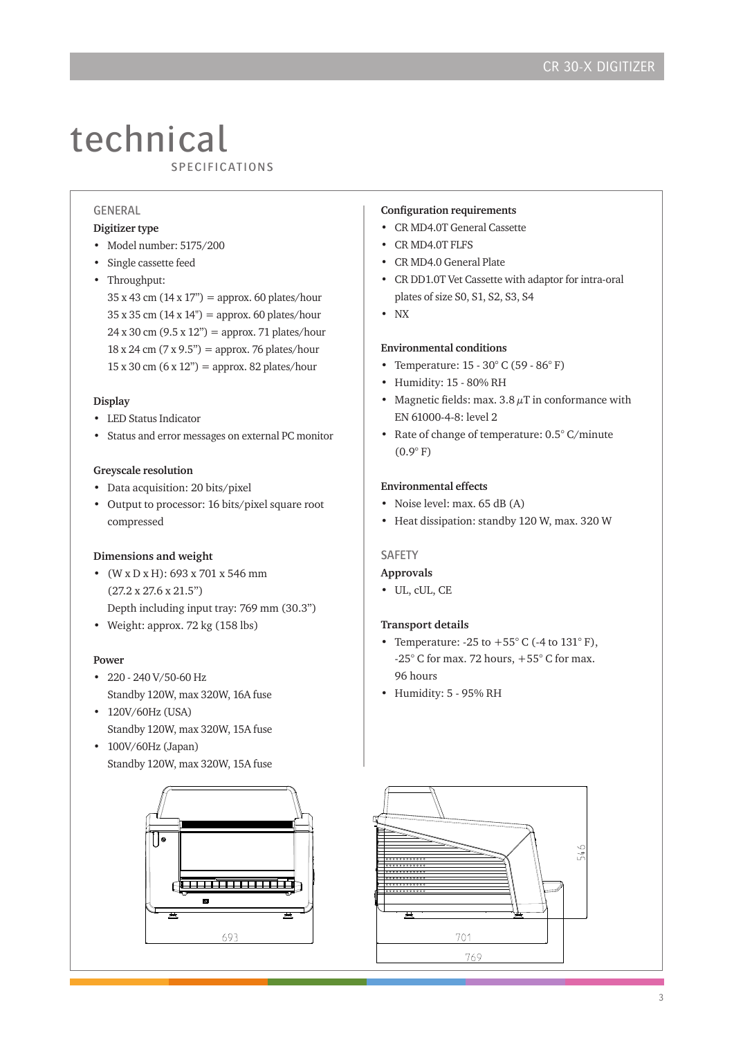# technical

SPECIFICATIONS

## GENERAL

**Digitizer type**

- Model number: 5175/200
- Single cassette feed
- Throughput:
  35 x 43 cm (14 x 17") = approx. 60 plates/hour
  35 x 35 cm (14 x 14") = approx. 60 plates/hour
  24 x 30 cm (9.5 x 12") = approx. 71 plates/hour
  18 x 24 cm (7 x 9.5") = approx. 76 plates/hour
  15 x 30 cm (6 x 12") = approx. 82 plates/hour

**Display**

- LED Status Indicator
- Status and error messages on external PC monitor

**Greyscale resolution**

- Data acquisition: 20 bits/pixel
- Output to processor: 16 bits/pixel square root compressed

**Dimensions and weight**

- (W x D x H): 693 x 701 x 546 mm
  (27.2 x 27.6 x 21.5")
  Depth including input tray: 769 mm (30.3")
- Weight: approx. 72 kg (158 lbs)

**Power**

- 220 - 240 V/50-60 Hz
  Standby 120W, max 320W, 16A fuse
- 120V/60Hz (USA)
  Standby 120W, max 320W, 15A fuse
- 100V/60Hz (Japan)
  Standby 120W, max 320W, 15A fuse

**Configuration requirements**

- CR MD4.0T General Cassette
- CR MD4.0T FLFS
- CR MD4.0 General Plate
- CR DD1.0T Vet Cassette with adaptor for intra-oral plates of size S0, S1, S2, S3, S4
- NX

**Environmental conditions**

- Temperature: 15 - 30° C (59 - 86° F)
- Humidity: 15 - 80% RH
- Magnetic fields: max. 3.8 $\mu$T in conformance with EN 61000-4-8: level 2
- Rate of change of temperature: 0.5° C/minute (0.9° F)

**Environmental effects**

- Noise level: max. 65 dB (A)
- Heat dissipation: standby 120 W, max. 320 W

## SAFETY

**Approvals**

- UL, cUL, CE

**Transport details**

- Temperature: -25 to +55° C (-4 to 131° F), -25° C for max. 72 hours, +55° C for max. 96 hours
- Humidity: 5 - 95% RH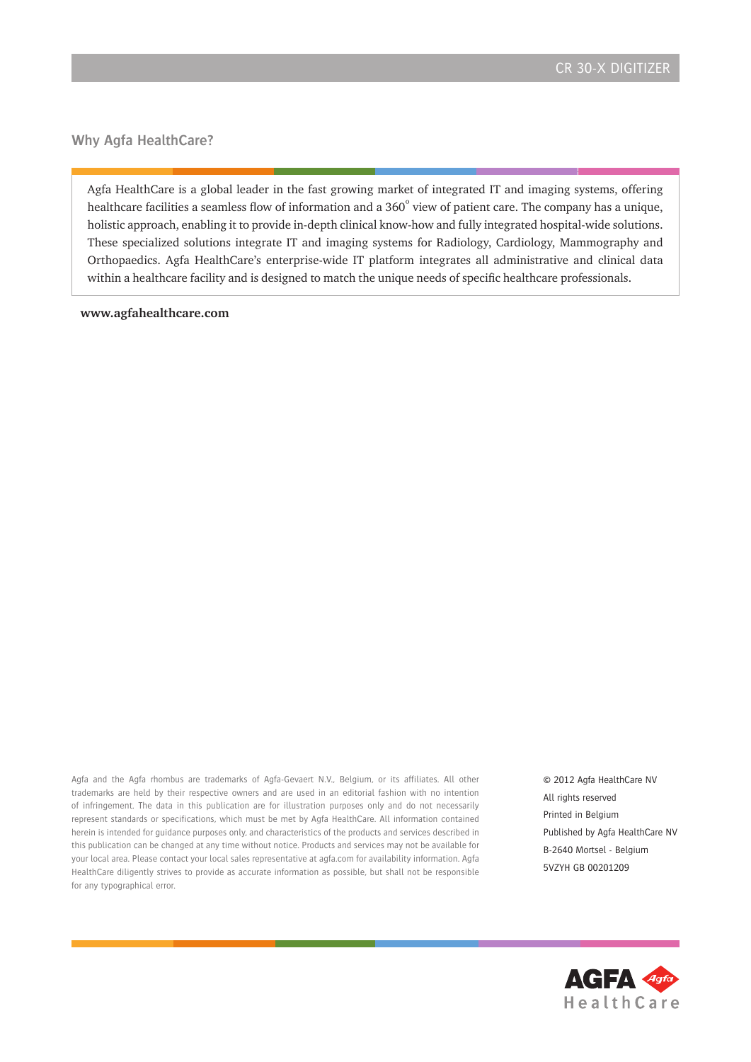## Why Agfa HealthCare?

Agfa HealthCare is a global leader in the fast growing market of integrated IT and imaging systems, offering healthcare facilities a seamless flow of information and a 360° view of patient care. The company has a unique, holistic approach, enabling it to provide in-depth clinical know-how and fully integrated hospital-wide solutions. These specialized solutions integrate IT and imaging systems for Radiology, Cardiology, Mammography and Orthopaedics. Agfa HealthCare's enterprise-wide IT platform integrates all administrative and clinical data within a healthcare facility and is designed to match the unique needs of specific healthcare professionals.

**www.agfahealthcare.com**

Agfa and the Agfa rhombus are trademarks of Agfa-Gevaert N.V., Belgium, or its affiliates. All other trademarks are held by their respective owners and are used in an editorial fashion with no intention of infringement. The data in this publication are for illustration purposes only and do not necessarily represent standards or specifications, which must be met by Agfa HealthCare. All information contained herein is intended for guidance purposes only, and characteristics of the products and services described in this publication can be changed at any time without notice. Products and services may not be available for your local area. Please contact your local sales representative at agfa.com for availability information. Agfa HealthCare diligently strives to provide as accurate information as possible, but shall not be responsible for any typographical error.

© 2012 Agfa HealthCare NV
All rights reserved
Printed in Belgium
Published by Agfa HealthCare NV
B-2640 Mortsel - Belgium
5VZYH GB 00201209

AGFA HealthCare